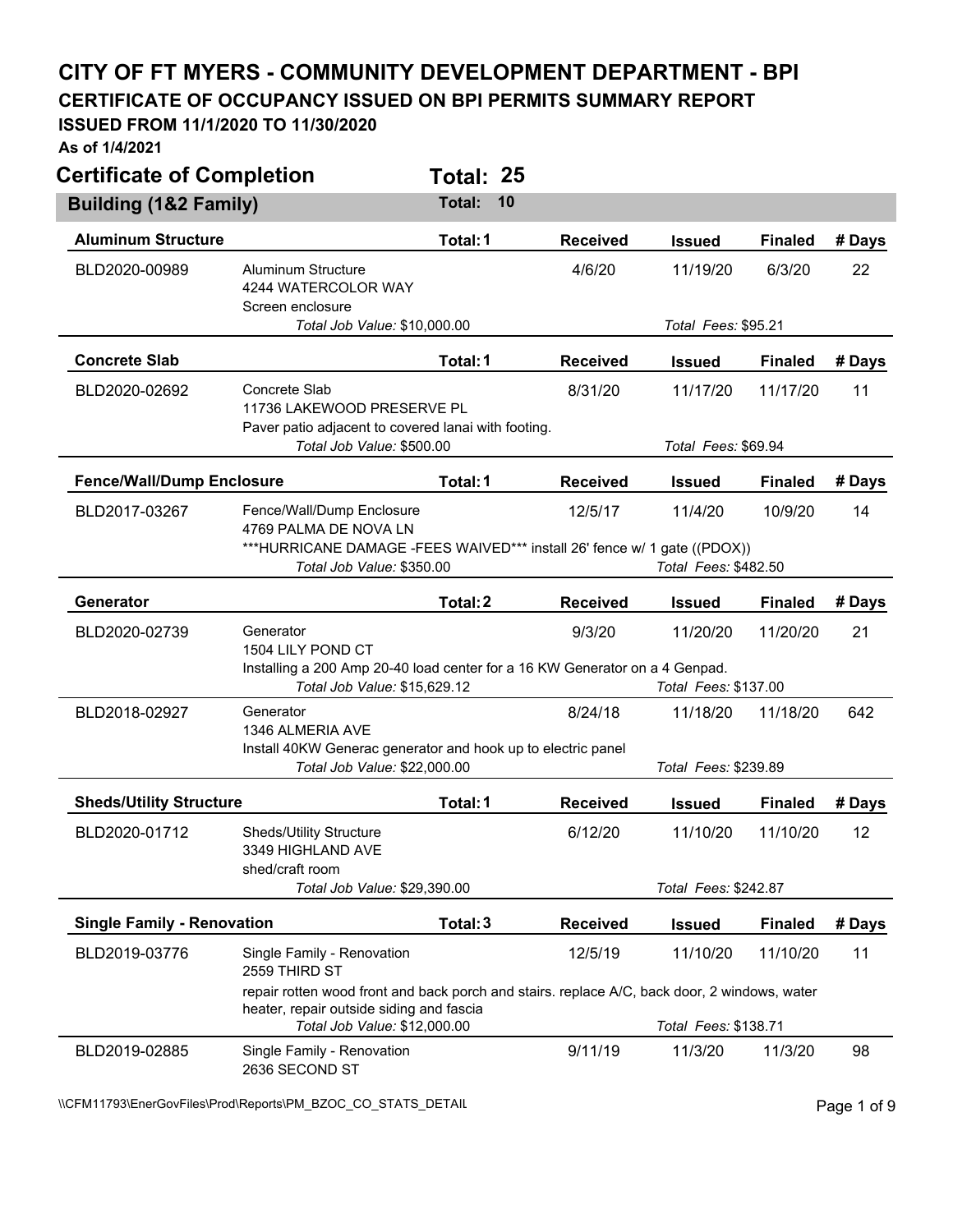# CITY OF FT MYERS - COMMUNITY DEVELOPMENT DEPARTMENT - BPI

## CERTIFICATE OF OCCUPANCY ISSUED ON BPI PERMITS SUMMARY REPORT

**ISSUED FROM 11/1/2020 TO 11/30/2020**

**As of 1/4/2021**

## Certificate of Completion — Total: 25

### Building (1&2 Family) — Total: 10

| Aluminum Structure | | Total: 1 | Received | Issued | Finaled | # Days |
|---|---|---|---|---|---|---|
| BLD2020-00989 | Aluminum Structure<br>4244 WATERCOLOR WAY<br>Screen enclosure | | 4/6/20 | 11/19/20 | 6/3/20 | 22 |
| | *Total Job Value:* $10,000.00 | | | *Total Fees:* $95.21 | | |

| Concrete Slab | | Total: 1 | Received | Issued | Finaled | # Days |
|---|---|---|---|---|---|---|
| BLD2020-02692 | Concrete Slab<br>11736 LAKEWOOD PRESERVE PL<br>Paver patio adjacent to covered lanai with footing. | | 8/31/20 | 11/17/20 | 11/17/20 | 11 |
| | *Total Job Value:* $500.00 | | | *Total Fees:* $69.94 | | |

| Fence/Wall/Dump Enclosure | | Total: 1 | Received | Issued | Finaled | # Days |
|---|---|---|---|---|---|---|
| BLD2017-03267 | Fence/Wall/Dump Enclosure<br>4769 PALMA DE NOVA LN<br>***HURRICANE DAMAGE -FEES WAIVED*** install 26' fence w/ 1 gate ((PDOX)) | | 12/5/17 | 11/4/20 | 10/9/20 | 14 |
| | *Total Job Value:* $350.00 | | | *Total Fees:* $482.50 | | |

| Generator | | Total: 2 | Received | Issued | Finaled | # Days |
|---|---|---|---|---|---|---|
| BLD2020-02739 | Generator<br>1504 LILY POND CT<br>Installing a 200 Amp 20-40 load center for a 16 KW Generator on a 4 Genpad. | | 9/3/20 | 11/20/20 | 11/20/20 | 21 |
| | *Total Job Value:* $15,629.12 | | | *Total Fees:* $137.00 | | |
| BLD2018-02927 | Generator<br>1346 ALMERIA AVE<br>Install 40KW Generac generator and hook up to electric panel | | 8/24/18 | 11/18/20 | 11/18/20 | 642 |
| | *Total Job Value:* $22,000.00 | | | *Total Fees:* $239.89 | | |

| Sheds/Utility Structure | | Total: 1 | Received | Issued | Finaled | # Days |
|---|---|---|---|---|---|---|
| BLD2020-01712 | Sheds/Utility Structure<br>3349 HIGHLAND AVE<br>shed/craft room | | 6/12/20 | 11/10/20 | 11/10/20 | 12 |
| | *Total Job Value:* $29,390.00 | | | *Total Fees:* $242.87 | | |

| Single Family - Renovation | | Total: 3 | Received | Issued | Finaled | # Days |
|---|---|---|---|---|---|---|
| BLD2019-03776 | Single Family - Renovation<br>2559 THIRD ST<br>repair rotten wood front and back porch and stairs. replace A/C, back door, 2 windows, water heater, repair outside siding and fascia | | 12/5/19 | 11/10/20 | 11/10/20 | 11 |
| | *Total Job Value:* $12,000.00 | | | *Total Fees:* $138.71 | | |
| BLD2019-02885 | Single Family - Renovation<br>2636 SECOND ST | | 9/11/19 | 11/3/20 | 11/3/20 | 98 |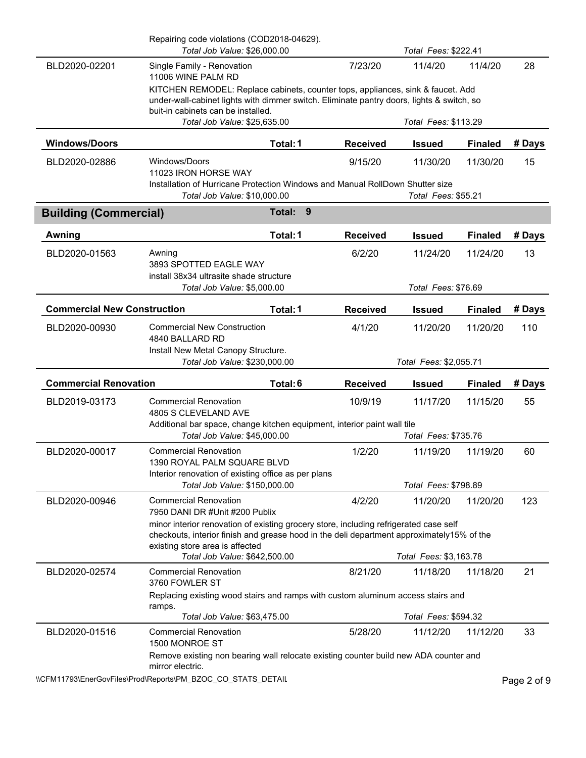Repairing code violations (COD2018-04629).

*Total Job Value: $26,000.00* — *Total Fees: $222.41*

| Permit | Description | Received | Issued | Finaled | # Days |
|---|---|---|---|---|---|
| BLD2020-02201 | Single Family - Renovation<br>11006 WINE PALM RD<br>KITCHEN REMODEL: Replace cabinets, counter tops, appliances, sink & faucet. Add under-wall-cabinet lights with dimmer switch. Eliminate pantry doors, lights & switch, so buit-in cabinets can be installed.<br>*Total Job Value: $25,635.00* — *Total Fees: $113.29* | 7/23/20 | 11/4/20 | 11/4/20 | 28 |

| **Windows/Doors** | **Total: 1** | **Received** | **Issued** | **Finaled** | **# Days** |
|---|---|---|---|---|---|
| BLD2020-02886 | Windows/Doors<br>11023 IRON HORSE WAY<br>Installation of Hurricane Protection Windows and Manual RollDown Shutter size<br>*Total Job Value: $10,000.00* — *Total Fees: $55.21* | 9/15/20 | 11/30/20 | 11/30/20 | 15 |

## Building (Commercial) — Total: 9

| **Awning** | **Total: 1** | **Received** | **Issued** | **Finaled** | **# Days** |
|---|---|---|---|---|---|
| BLD2020-01563 | Awning<br>3893 SPOTTED EAGLE WAY<br>install 38x34 ultrasite shade structure<br>*Total Job Value: $5,000.00* — *Total Fees: $76.69* | 6/2/20 | 11/24/20 | 11/24/20 | 13 |

| **Commercial New Construction** | **Total: 1** | **Received** | **Issued** | **Finaled** | **# Days** |
|---|---|---|---|---|---|
| BLD2020-00930 | Commercial New Construction<br>4840 BALLARD RD<br>Install New Metal Canopy Structure.<br>*Total Job Value: $230,000.00* — *Total Fees: $2,055.71* | 4/1/20 | 11/20/20 | 11/20/20 | 110 |

| **Commercial Renovation** | **Total: 6** | **Received** | **Issued** | **Finaled** | **# Days** |
|---|---|---|---|---|---|
| BLD2019-03173 | Commercial Renovation<br>4805 S CLEVELAND AVE<br>Additional bar space, change kitchen equipment, interior paint wall tile<br>*Total Job Value: $45,000.00* — *Total Fees: $735.76* | 10/9/19 | 11/17/20 | 11/15/20 | 55 |
| BLD2020-00017 | Commercial Renovation<br>1390 ROYAL PALM SQUARE BLVD<br>Interior renovation of existing office as per plans<br>*Total Job Value: $150,000.00* — *Total Fees: $798.89* | 1/2/20 | 11/19/20 | 11/19/20 | 60 |
| BLD2020-00946 | Commercial Renovation<br>7950 DANI DR #Unit #200 Publix<br>minor interior renovation of existing grocery store, including refrigerated case self checkouts, interior finish and grease hood in the deli department approximately15% of the existing store area is affected<br>*Total Job Value: $642,500.00* — *Total Fees: $3,163.78* | 4/2/20 | 11/20/20 | 11/20/20 | 123 |
| BLD2020-02574 | Commercial Renovation<br>3760 FOWLER ST<br>Replacing existing wood stairs and ramps with custom aluminum access stairs and ramps.<br>*Total Job Value: $63,475.00* — *Total Fees: $594.32* | 8/21/20 | 11/18/20 | 11/18/20 | 21 |
| BLD2020-01516 | Commercial Renovation<br>1500 MONROE ST<br>Remove existing non bearing wall relocate existing counter build new ADA counter and mirror electric. | 5/28/20 | 11/12/20 | 11/12/20 | 33 |

\\CFM11793\EnerGovFiles\Prod\Reports\PM_BZOC_CO_STATS_DETAIL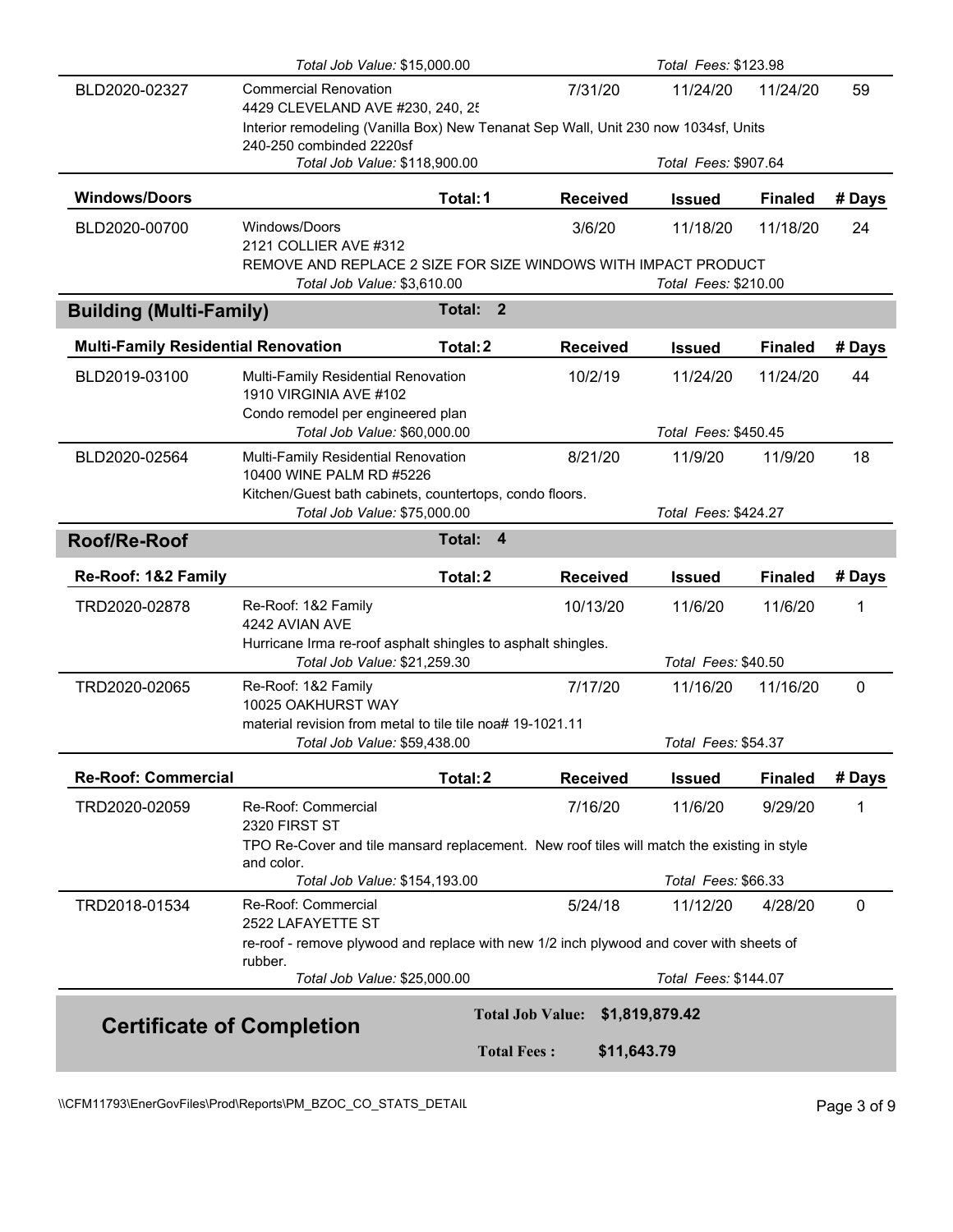| | | | | | | |
|---|---|---|---|---|---|---|
| | *Total Job Value:* $15,000.00 | | | *Total Fees:* $123.98 | | |
| BLD2020-02327 | Commercial Renovation<br>4429 CLEVELAND AVE #230, 240, 25<br>Interior remodeling (Vanilla Box) New Tenanat Sep Wall, Unit 230 now 1034sf, Units 240-250 combinded 2220sf | | 7/31/20 | 11/24/20 | 11/24/20 | 59 |
| | *Total Job Value:* $118,900.00 | | | *Total Fees:* $907.64 | | |

| **Windows/Doors** | | **Total: 1** | **Received** | **Issued** | **Finaled** | **# Days** |
|---|---|---|---|---|---|---|
| BLD2020-00700 | Windows/Doors<br>2121 COLLIER AVE #312<br>REMOVE AND REPLACE 2 SIZE FOR SIZE WINDOWS WITH IMPACT PRODUCT | | 3/6/20 | 11/18/20 | 11/18/20 | 24 |
| | *Total Job Value:* $3,610.00 | | | *Total Fees:* $210.00 | | |

## Building (Multi-Family) — Total: 2

| **Multi-Family Residential Renovation** | | **Total: 2** | **Received** | **Issued** | **Finaled** | **# Days** |
|---|---|---|---|---|---|---|
| BLD2019-03100 | Multi-Family Residential Renovation<br>1910 VIRGINIA AVE #102<br>Condo remodel per engineered plan | | 10/2/19 | 11/24/20 | 11/24/20 | 44 |
| | *Total Job Value:* $60,000.00 | | | *Total Fees:* $450.45 | | |
| BLD2020-02564 | Multi-Family Residential Renovation<br>10400 WINE PALM RD #5226<br>Kitchen/Guest bath cabinets, countertops, condo floors. | | 8/21/20 | 11/9/20 | 11/9/20 | 18 |
| | *Total Job Value:* $75,000.00 | | | *Total Fees:* $424.27 | | |

## Roof/Re-Roof — Total: 4

| **Re-Roof: 1&2 Family** | | **Total: 2** | **Received** | **Issued** | **Finaled** | **# Days** |
|---|---|---|---|---|---|---|
| TRD2020-02878 | Re-Roof: 1&2 Family<br>4242 AVIAN AVE<br>Hurricane Irma re-roof asphalt shingles to asphalt shingles. | | 10/13/20 | 11/6/20 | 11/6/20 | 1 |
| | *Total Job Value:* $21,259.30 | | | *Total Fees:* $40.50 | | |
| TRD2020-02065 | Re-Roof: 1&2 Family<br>10025 OAKHURST WAY<br>material revision from metal to tile tile noa# 19-1021.11 | | 7/17/20 | 11/16/20 | 11/16/20 | 0 |
| | *Total Job Value:* $59,438.00 | | | *Total Fees:* $54.37 | | |

| **Re-Roof: Commercial** | | **Total: 2** | **Received** | **Issued** | **Finaled** | **# Days** |
|---|---|---|---|---|---|---|
| TRD2020-02059 | Re-Roof: Commercial<br>2320 FIRST ST<br>TPO Re-Cover and tile mansard replacement. New roof tiles will match the existing in style and color. | | 7/16/20 | 11/6/20 | 9/29/20 | 1 |
| | *Total Job Value:* $154,193.00 | | | *Total Fees:* $66.33 | | |
| TRD2018-01534 | Re-Roof: Commercial<br>2522 LAFAYETTE ST<br>re-roof - remove plywood and replace with new 1/2 inch plywood and cover with sheets of rubber. | | 5/24/18 | 11/12/20 | 4/28/20 | 0 |
| | *Total Job Value:* $25,000.00 | | | *Total Fees:* $144.07 | | |

## Certificate of Completion

**Total Job Value:** $1,819,879.42

**Total Fees :** $11,643.79

\\CFM11793\EnerGovFiles\Prod\Reports\PM_BZOC_CO_STATS_DETAIL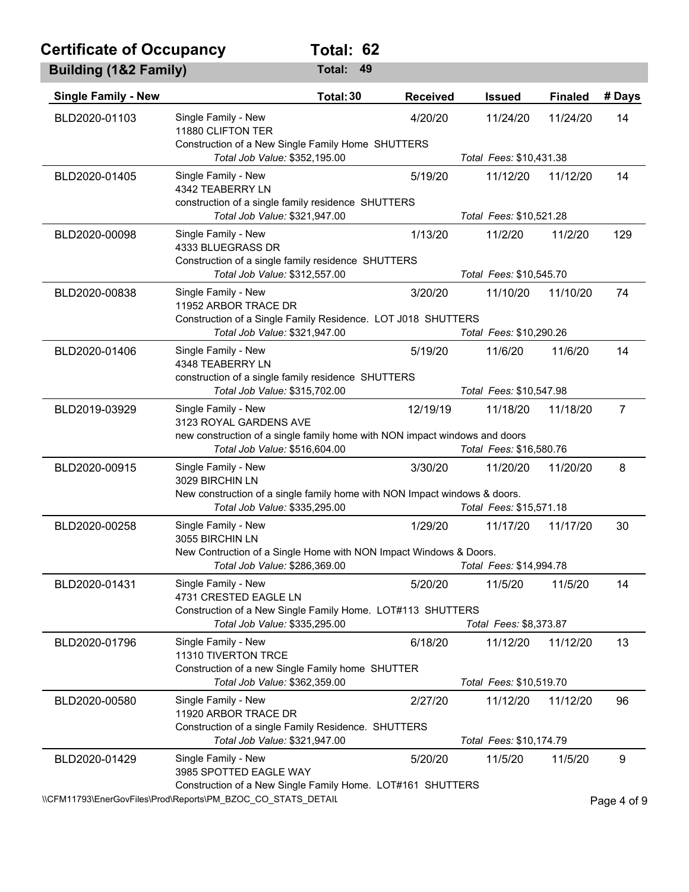## Certificate of Occupancy — Total: 62

### Building (1&2 Family) — Total: 49

#### Single Family - New — Total: 30

| Permit | Description | Received | Issued | Finaled | # Days |
|---|---|---|---|---|---|
| BLD2020-01103 | Single Family - New<br>11880 CLIFTON TER<br>Construction of a New Single Family Home SHUTTERS<br>*Total Job Value:* $352,195.00 — *Total Fees:* $10,431.38 | 4/20/20 | 11/24/20 | 11/24/20 | 14 |
| BLD2020-01405 | Single Family - New<br>4342 TEABERRY LN<br>construction of a single family residence SHUTTERS<br>*Total Job Value:* $321,947.00 — *Total Fees:* $10,521.28 | 5/19/20 | 11/12/20 | 11/12/20 | 14 |
| BLD2020-00098 | Single Family - New<br>4333 BLUEGRASS DR<br>Construction of a single family residence SHUTTERS<br>*Total Job Value:* $312,557.00 — *Total Fees:* $10,545.70 | 1/13/20 | 11/2/20 | 11/2/20 | 129 |
| BLD2020-00838 | Single Family - New<br>11952 ARBOR TRACE DR<br>Construction of a Single Family Residence. LOT J018 SHUTTERS<br>*Total Job Value:* $321,947.00 — *Total Fees:* $10,290.26 | 3/20/20 | 11/10/20 | 11/10/20 | 74 |
| BLD2020-01406 | Single Family - New<br>4348 TEABERRY LN<br>construction of a single family residence SHUTTERS<br>*Total Job Value:* $315,702.00 — *Total Fees:* $10,547.98 | 5/19/20 | 11/6/20 | 11/6/20 | 14 |
| BLD2019-03929 | Single Family - New<br>3123 ROYAL GARDENS AVE<br>new construction of a single family home with NON impact windows and doors<br>*Total Job Value:* $516,604.00 — *Total Fees:* $16,580.76 | 12/19/19 | 11/18/20 | 11/18/20 | 7 |
| BLD2020-00915 | Single Family - New<br>3029 BIRCHIN LN<br>New construction of a single family home with NON Impact windows & doors.<br>*Total Job Value:* $335,295.00 — *Total Fees:* $15,571.18 | 3/30/20 | 11/20/20 | 11/20/20 | 8 |
| BLD2020-00258 | Single Family - New<br>3055 BIRCHIN LN<br>New Contruction of a Single Home with NON Impact Windows & Doors.<br>*Total Job Value:* $286,369.00 — *Total Fees:* $14,994.78 | 1/29/20 | 11/17/20 | 11/17/20 | 30 |
| BLD2020-01431 | Single Family - New<br>4731 CRESTED EAGLE LN<br>Construction of a New Single Family Home. LOT#113 SHUTTERS<br>*Total Job Value:* $335,295.00 — *Total Fees:* $8,373.87 | 5/20/20 | 11/5/20 | 11/5/20 | 14 |
| BLD2020-01796 | Single Family - New<br>11310 TIVERTON TRCE<br>Construction of a new Single Family home SHUTTER<br>*Total Job Value:* $362,359.00 — *Total Fees:* $10,519.70 | 6/18/20 | 11/12/20 | 11/12/20 | 13 |
| BLD2020-00580 | Single Family - New<br>11920 ARBOR TRACE DR<br>Construction of a single Family Residence. SHUTTERS<br>*Total Job Value:* $321,947.00 — *Total Fees:* $10,174.79 | 2/27/20 | 11/12/20 | 11/12/20 | 96 |
| BLD2020-01429 | Single Family - New<br>3985 SPOTTED EAGLE WAY<br>Construction of a New Single Family Home. LOT#161 SHUTTERS | 5/20/20 | 11/5/20 | 11/5/20 | 9 |

\\CFM11793\EnerGovFiles\Prod\Reports\PM_BZOC_CO_STATS_DETAIL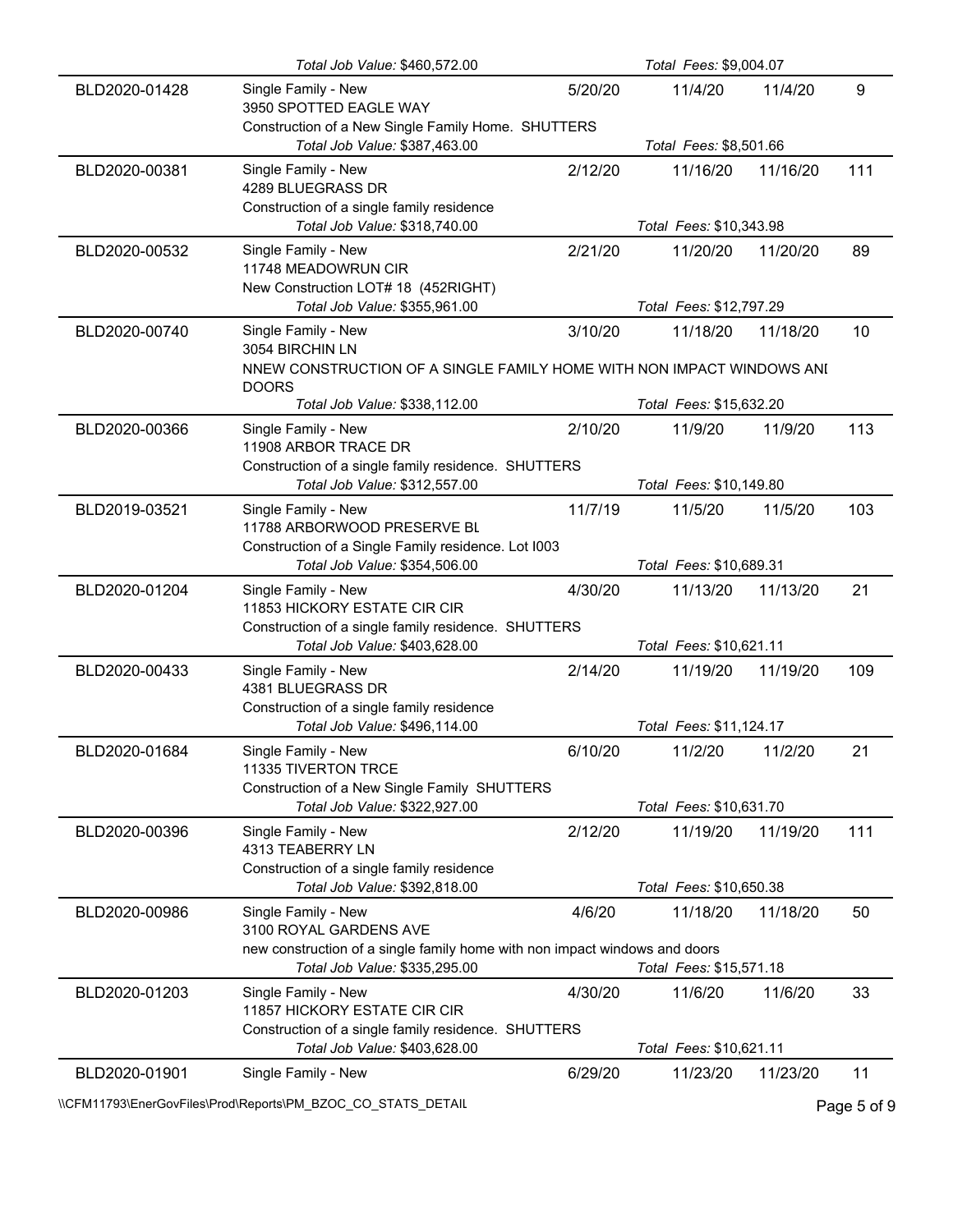| | | | | | |
|---|---|---|---|---|---|
| | *Total Job Value:* $460,572.00 | | *Total Fees:* $9,004.07 | | |
| BLD2020-01428 | Single Family - New<br>3950 SPOTTED EAGLE WAY<br>Construction of a New Single Family Home. SHUTTERS | 5/20/20 | 11/4/20 | 11/4/20 | 9 |
| | *Total Job Value:* $387,463.00 | | *Total Fees:* $8,501.66 | | |
| BLD2020-00381 | Single Family - New<br>4289 BLUEGRASS DR<br>Construction of a single family residence | 2/12/20 | 11/16/20 | 11/16/20 | 111 |
| | *Total Job Value:* $318,740.00 | | *Total Fees:* $10,343.98 | | |
| BLD2020-00532 | Single Family - New<br>11748 MEADOWRUN CIR<br>New Construction LOT# 18 (452RIGHT) | 2/21/20 | 11/20/20 | 11/20/20 | 89 |
| | *Total Job Value:* $355,961.00 | | *Total Fees:* $12,797.29 | | |
| BLD2020-00740 | Single Family - New<br>3054 BIRCHIN LN<br>NNEW CONSTRUCTION OF A SINGLE FAMILY HOME WITH NON IMPACT WINDOWS ANI DOORS | 3/10/20 | 11/18/20 | 11/18/20 | 10 |
| | *Total Job Value:* $338,112.00 | | *Total Fees:* $15,632.20 | | |
| BLD2020-00366 | Single Family - New<br>11908 ARBOR TRACE DR<br>Construction of a single family residence. SHUTTERS | 2/10/20 | 11/9/20 | 11/9/20 | 113 |
| | *Total Job Value:* $312,557.00 | | *Total Fees:* $10,149.80 | | |
| BLD2019-03521 | Single Family - New<br>11788 ARBORWOOD PRESERVE BL<br>Construction of a Single Family residence. Lot I003 | 11/7/19 | 11/5/20 | 11/5/20 | 103 |
| | *Total Job Value:* $354,506.00 | | *Total Fees:* $10,689.31 | | |
| BLD2020-01204 | Single Family - New<br>11853 HICKORY ESTATE CIR CIR<br>Construction of a single family residence. SHUTTERS | 4/30/20 | 11/13/20 | 11/13/20 | 21 |
| | *Total Job Value:* $403,628.00 | | *Total Fees:* $10,621.11 | | |
| BLD2020-00433 | Single Family - New<br>4381 BLUEGRASS DR<br>Construction of a single family residence | 2/14/20 | 11/19/20 | 11/19/20 | 109 |
| | *Total Job Value:* $496,114.00 | | *Total Fees:* $11,124.17 | | |
| BLD2020-01684 | Single Family - New<br>11335 TIVERTON TRCE<br>Construction of a New Single Family SHUTTERS | 6/10/20 | 11/2/20 | 11/2/20 | 21 |
| | *Total Job Value:* $322,927.00 | | *Total Fees:* $10,631.70 | | |
| BLD2020-00396 | Single Family - New<br>4313 TEABERRY LN<br>Construction of a single family residence | 2/12/20 | 11/19/20 | 11/19/20 | 111 |
| | *Total Job Value:* $392,818.00 | | *Total Fees:* $10,650.38 | | |
| BLD2020-00986 | Single Family - New<br>3100 ROYAL GARDENS AVE<br>new construction of a single family home with non impact windows and doors | 4/6/20 | 11/18/20 | 11/18/20 | 50 |
| | *Total Job Value:* $335,295.00 | | *Total Fees:* $15,571.18 | | |
| BLD2020-01203 | Single Family - New<br>11857 HICKORY ESTATE CIR CIR<br>Construction of a single family residence. SHUTTERS | 4/30/20 | 11/6/20 | 11/6/20 | 33 |
| | *Total Job Value:* $403,628.00 | | *Total Fees:* $10,621.11 | | |
| BLD2020-01901 | Single Family - New | 6/29/20 | 11/23/20 | 11/23/20 | 11 |

\\CFM11793\EnerGovFiles\Prod\Reports\PM_BZOC_CO_STATS_DETAIL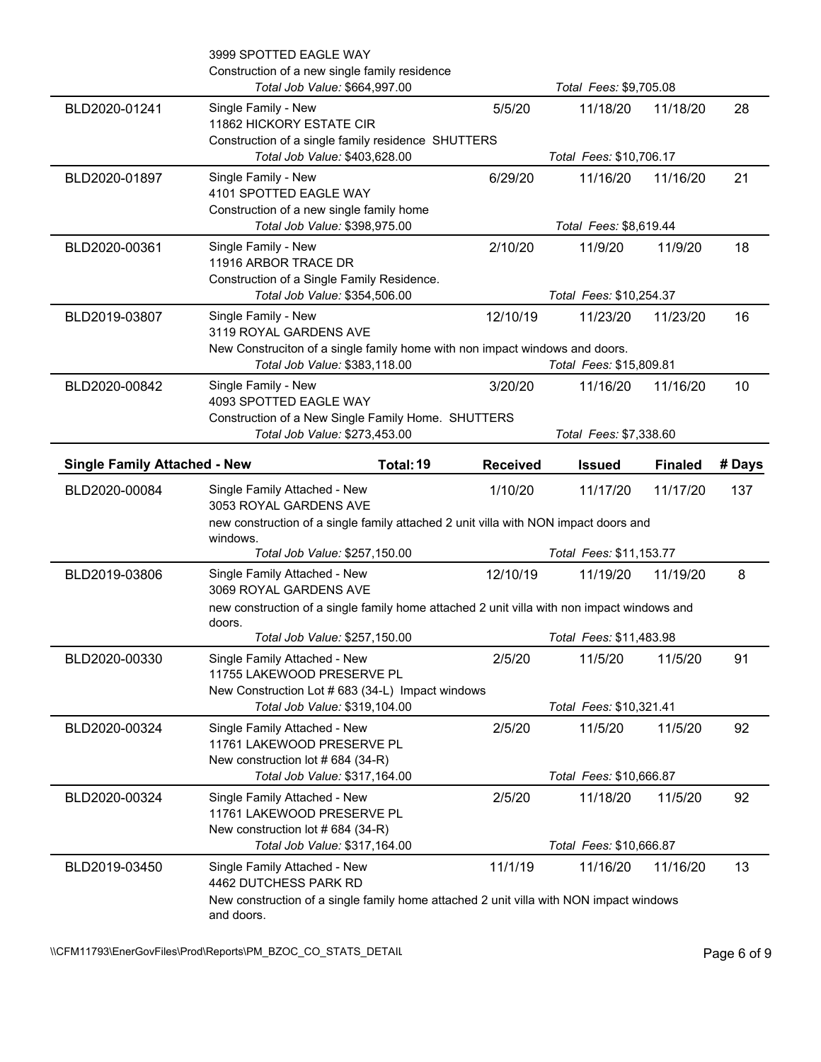| | | | | | |
|---|---|---|---|---|---|
| | 3999 SPOTTED EAGLE WAY<br>Construction of a new single family residence<br>*Total Job Value: $664,997.00* *Total Fees: $9,705.08* | | | | |
| BLD2020-01241 | Single Family - New<br>11862 HICKORY ESTATE CIR<br>Construction of a single family residence SHUTTERS<br>*Total Job Value: $403,628.00* *Total Fees: $10,706.17* | 5/5/20 | 11/18/20 | 11/18/20 | 28 |
| BLD2020-01897 | Single Family - New<br>4101 SPOTTED EAGLE WAY<br>Construction of a new single family home<br>*Total Job Value: $398,975.00* *Total Fees: $8,619.44* | 6/29/20 | 11/16/20 | 11/16/20 | 21 |
| BLD2020-00361 | Single Family - New<br>11916 ARBOR TRACE DR<br>Construction of a Single Family Residence.<br>*Total Job Value: $354,506.00* *Total Fees: $10,254.37* | 2/10/20 | 11/9/20 | 11/9/20 | 18 |
| BLD2019-03807 | Single Family - New<br>3119 ROYAL GARDENS AVE<br>New Construciton of a single family home with non impact windows and doors.<br>*Total Job Value: $383,118.00* *Total Fees: $15,809.81* | 12/10/19 | 11/23/20 | 11/23/20 | 16 |
| BLD2020-00842 | Single Family - New<br>4093 SPOTTED EAGLE WAY<br>Construction of a New Single Family Home. SHUTTERS<br>*Total Job Value: $273,453.00* *Total Fees: $7,338.60* | 3/20/20 | 11/16/20 | 11/16/20 | 10 |

| **Single Family Attached - New** | **Total: 19** | **Received** | **Issued** | **Finaled** | **# Days** |
|---|---|---|---|---|---|
| BLD2020-00084 | Single Family Attached - New<br>3053 ROYAL GARDENS AVE<br>new construction of a single family attached 2 unit villa with NON impact doors and windows.<br>*Total Job Value: $257,150.00* *Total Fees: $11,153.77* | 1/10/20 | 11/17/20 | 11/17/20 | 137 |
| BLD2019-03806 | Single Family Attached - New<br>3069 ROYAL GARDENS AVE<br>new construction of a single family home attached 2 unit villa with non impact windows and doors.<br>*Total Job Value: $257,150.00* *Total Fees: $11,483.98* | 12/10/19 | 11/19/20 | 11/19/20 | 8 |
| BLD2020-00330 | Single Family Attached - New<br>11755 LAKEWOOD PRESERVE PL<br>New Construction Lot # 683 (34-L) Impact windows<br>*Total Job Value: $319,104.00* *Total Fees: $10,321.41* | 2/5/20 | 11/5/20 | 11/5/20 | 91 |
| BLD2020-00324 | Single Family Attached - New<br>11761 LAKEWOOD PRESERVE PL<br>New construction lot # 684 (34-R)<br>*Total Job Value: $317,164.00* *Total Fees: $10,666.87* | 2/5/20 | 11/5/20 | 11/5/20 | 92 |
| BLD2020-00324 | Single Family Attached - New<br>11761 LAKEWOOD PRESERVE PL<br>New construction lot # 684 (34-R)<br>*Total Job Value: $317,164.00* *Total Fees: $10,666.87* | 2/5/20 | 11/18/20 | 11/5/20 | 92 |
| BLD2019-03450 | Single Family Attached - New<br>4462 DUTCHESS PARK RD<br>New construction of a single family home attached 2 unit villa with NON impact windows and doors. | 11/1/19 | 11/16/20 | 11/16/20 | 13 |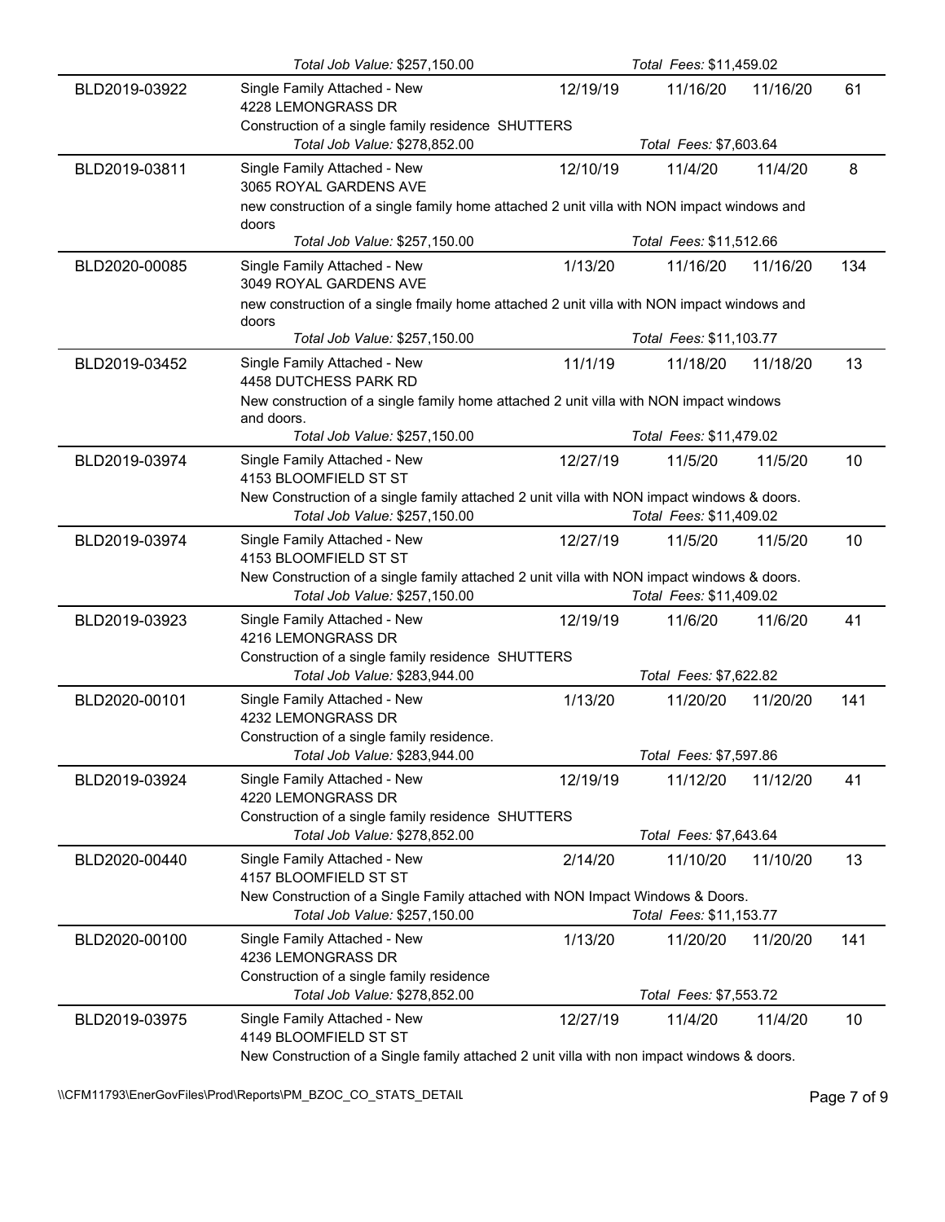| | | | | | |
|---|---|---|---|---|---|
| | *Total Job Value:* $257,150.00 | | *Total Fees:* $11,459.02 | | |
| BLD2019-03922 | Single Family Attached - New<br>4228 LEMONGRASS DR | 12/19/19 | 11/16/20 | 11/16/20 | 61 |
| | Construction of a single family residence SHUTTERS | | | | |
| | *Total Job Value:* $278,852.00 | | *Total Fees:* $7,603.64 | | |
| BLD2019-03811 | Single Family Attached - New<br>3065 ROYAL GARDENS AVE | 12/10/19 | 11/4/20 | 11/4/20 | 8 |
| | new construction of a single family home attached 2 unit villa with NON impact windows and doors | | | | |
| | *Total Job Value:* $257,150.00 | | *Total Fees:* $11,512.66 | | |
| BLD2020-00085 | Single Family Attached - New<br>3049 ROYAL GARDENS AVE | 1/13/20 | 11/16/20 | 11/16/20 | 134 |
| | new construction of a single fmaily home attached 2 unit villa with NON impact windows and doors | | | | |
| | *Total Job Value:* $257,150.00 | | *Total Fees:* $11,103.77 | | |
| BLD2019-03452 | Single Family Attached - New<br>4458 DUTCHESS PARK RD | 11/1/19 | 11/18/20 | 11/18/20 | 13 |
| | New construction of a single family home attached 2 unit villa with NON impact windows and doors. | | | | |
| | *Total Job Value:* $257,150.00 | | *Total Fees:* $11,479.02 | | |
| BLD2019-03974 | Single Family Attached - New<br>4153 BLOOMFIELD ST ST | 12/27/19 | 11/5/20 | 11/5/20 | 10 |
| | New Construction of a single family attached 2 unit villa with NON impact windows & doors. | | | | |
| | *Total Job Value:* $257,150.00 | | *Total Fees:* $11,409.02 | | |
| BLD2019-03974 | Single Family Attached - New<br>4153 BLOOMFIELD ST ST | 12/27/19 | 11/5/20 | 11/5/20 | 10 |
| | New Construction of a single family attached 2 unit villa with NON impact windows & doors. | | | | |
| | *Total Job Value:* $257,150.00 | | *Total Fees:* $11,409.02 | | |
| BLD2019-03923 | Single Family Attached - New<br>4216 LEMONGRASS DR | 12/19/19 | 11/6/20 | 11/6/20 | 41 |
| | Construction of a single family residence SHUTTERS | | | | |
| | *Total Job Value:* $283,944.00 | | *Total Fees:* $7,622.82 | | |
| BLD2020-00101 | Single Family Attached - New<br>4232 LEMONGRASS DR | 1/13/20 | 11/20/20 | 11/20/20 | 141 |
| | Construction of a single family residence. | | | | |
| | *Total Job Value:* $283,944.00 | | *Total Fees:* $7,597.86 | | |
| BLD2019-03924 | Single Family Attached - New<br>4220 LEMONGRASS DR | 12/19/19 | 11/12/20 | 11/12/20 | 41 |
| | Construction of a single family residence SHUTTERS | | | | |
| | *Total Job Value:* $278,852.00 | | *Total Fees:* $7,643.64 | | |
| BLD2020-00440 | Single Family Attached - New<br>4157 BLOOMFIELD ST ST | 2/14/20 | 11/10/20 | 11/10/20 | 13 |
| | New Construction of a Single Family attached with NON Impact Windows & Doors. | | | | |
| | *Total Job Value:* $257,150.00 | | *Total Fees:* $11,153.77 | | |
| BLD2020-00100 | Single Family Attached - New<br>4236 LEMONGRASS DR | 1/13/20 | 11/20/20 | 11/20/20 | 141 |
| | Construction of a single family residence | | | | |
| | *Total Job Value:* $278,852.00 | | *Total Fees:* $7,553.72 | | |
| BLD2019-03975 | Single Family Attached - New<br>4149 BLOOMFIELD ST ST | 12/27/19 | 11/4/20 | 11/4/20 | 10 |
| | New Construction of a Single family attached 2 unit villa with non impact windows & doors. | | | | |

\\CFM11793\EnerGovFiles\Prod\Reports\PM_BZOC_CO_STATS_DETAIL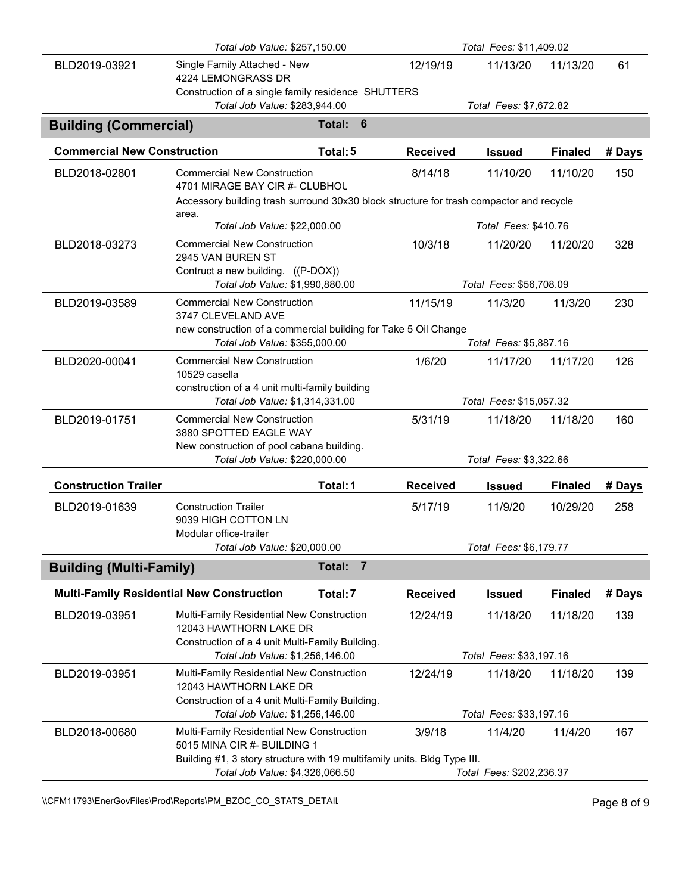| | | | | | | |
|---|---|---|---|---|---|---|
| | *Total Job Value: $257,150.00* | | | *Total Fees: $11,409.02* | | |
| BLD2019-03921 | Single Family Attached - New<br>4224 LEMONGRASS DR<br>Construction of a single family residence SHUTTERS | | 12/19/19 | 11/13/20 | 11/13/20 | 61 |
| | *Total Job Value: $283,944.00* | | | *Total Fees: $7,672.82* | | |

## Building (Commercial) — Total: 6

| Commercial New Construction | | Total: 5 | Received | Issued | Finaled | # Days |
|---|---|---|---|---|---|---|
| BLD2018-02801 | Commercial New Construction<br>4701 MIRAGE BAY CIR #- CLUBHOU<br>Accessory building trash surround 30x30 block structure for trash compactor and recycle area. | | 8/14/18 | 11/10/20 | 11/10/20 | 150 |
| | *Total Job Value: $22,000.00* | | | *Total Fees: $410.76* | | |
| BLD2018-03273 | Commercial New Construction<br>2945 VAN BUREN ST<br>Contruct a new building. ((P-DOX)) | | 10/3/18 | 11/20/20 | 11/20/20 | 328 |
| | *Total Job Value: $1,990,880.00* | | | *Total Fees: $56,708.09* | | |
| BLD2019-03589 | Commercial New Construction<br>3747 CLEVELAND AVE<br>new construction of a commercial building for Take 5 Oil Change | | 11/15/19 | 11/3/20 | 11/3/20 | 230 |
| | *Total Job Value: $355,000.00* | | | *Total Fees: $5,887.16* | | |
| BLD2020-00041 | Commercial New Construction<br>10529 casella<br>construction of a 4 unit multi-family building | | 1/6/20 | 11/17/20 | 11/17/20 | 126 |
| | *Total Job Value: $1,314,331.00* | | | *Total Fees: $15,057.32* | | |
| BLD2019-01751 | Commercial New Construction<br>3880 SPOTTED EAGLE WAY<br>New construction of pool cabana building. | | 5/31/19 | 11/18/20 | 11/18/20 | 160 |
| | *Total Job Value: $220,000.00* | | | *Total Fees: $3,322.66* | | |

| Construction Trailer | | Total: 1 | Received | Issued | Finaled | # Days |
|---|---|---|---|---|---|---|
| BLD2019-01639 | Construction Trailer<br>9039 HIGH COTTON LN<br>Modular office-trailer | | 5/17/19 | 11/9/20 | 10/29/20 | 258 |
| | *Total Job Value: $20,000.00* | | | *Total Fees: $6,179.77* | | |

## Building (Multi-Family) — Total: 7

| Multi-Family Residential New Construction | | Total: 7 | Received | Issued | Finaled | # Days |
|---|---|---|---|---|---|---|
| BLD2019-03951 | Multi-Family Residential New Construction<br>12043 HAWTHORN LAKE DR<br>Construction of a 4 unit Multi-Family Building. | | 12/24/19 | 11/18/20 | 11/18/20 | 139 |
| | *Total Job Value: $1,256,146.00* | | | *Total Fees: $33,197.16* | | |
| BLD2019-03951 | Multi-Family Residential New Construction<br>12043 HAWTHORN LAKE DR<br>Construction of a 4 unit Multi-Family Building. | | 12/24/19 | 11/18/20 | 11/18/20 | 139 |
| | *Total Job Value: $1,256,146.00* | | | *Total Fees: $33,197.16* | | |
| BLD2018-00680 | Multi-Family Residential New Construction<br>5015 MINA CIR #- BUILDING 1<br>Building #1, 3 story structure with 19 multifamily units. Bldg Type III. | | 3/9/18 | 11/4/20 | 11/4/20 | 167 |
| | *Total Job Value: $4,326,066.50* | | | *Total Fees: $202,236.37* | | |

\\CFM11793\EnerGovFiles\Prod\Reports\PM_BZOC_CO_STATS_DETAIL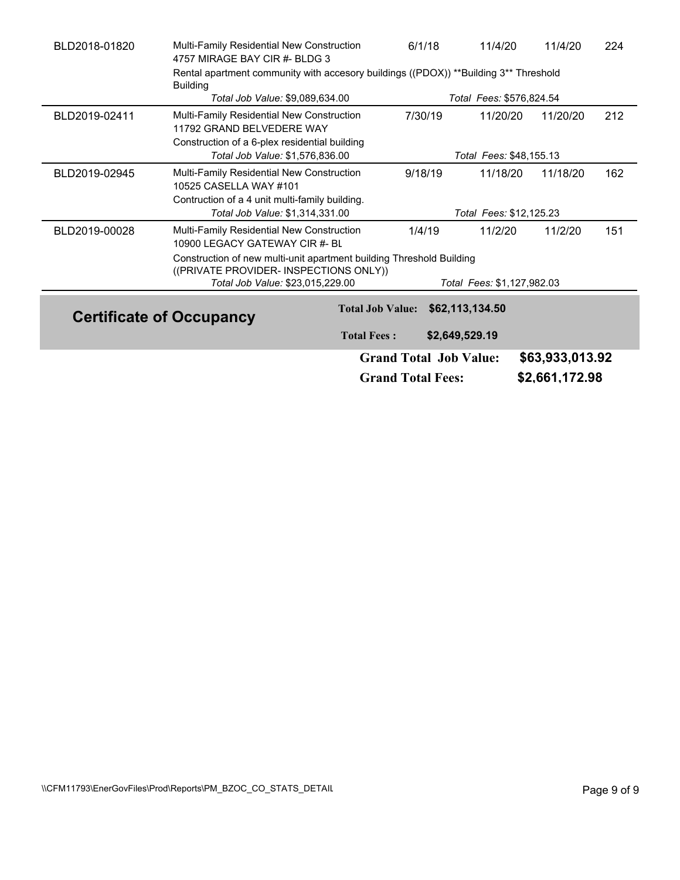| | | | | | |
|---|---|---|---|---|---|
| BLD2018-01820 | Multi-Family Residential New Construction<br>4757 MIRAGE BAY CIR #- BLDG 3 | 6/1/18 | 11/4/20 | 11/4/20 | 224 |
| | Rental apartment community with accesory buildings ((PDOX)) **Building 3** Threshold Building | | | | |
| | *Total Job Value: $9,089,634.00* | | *Total Fees: $576,824.54* | | |
| BLD2019-02411 | Multi-Family Residential New Construction<br>11792 GRAND BELVEDERE WAY | 7/30/19 | 11/20/20 | 11/20/20 | 212 |
| | Construction of a 6-plex residential building | | | | |
| | *Total Job Value: $1,576,836.00* | | *Total Fees: $48,155.13* | | |
| BLD2019-02945 | Multi-Family Residential New Construction<br>10525 CASELLA WAY #101 | 9/18/19 | 11/18/20 | 11/18/20 | 162 |
| | Contruction of a 4 unit multi-family building. | | | | |
| | *Total Job Value: $1,314,331.00* | | *Total Fees: $12,125.23* | | |
| BLD2019-00028 | Multi-Family Residential New Construction<br>10900 LEGACY GATEWAY CIR #- BL | 1/4/19 | 11/2/20 | 11/2/20 | 151 |
| | Construction of new multi-unit apartment building Threshold Building ((PRIVATE PROVIDER- INSPECTIONS ONLY)) | | | | |
| | *Total Job Value: $23,015,229.00* | | *Total Fees: $1,127,982.03* | | |

## Certificate of Occupancy

**Total Job Value: $62,113,134.50**

**Total Fees : $2,649,529.19**

**Grand Total Job Value: $63,933,013.92**

**Grand Total Fees: $2,661,172.98**

\\CFM11793\EnerGovFiles\Prod\Reports\PM_BZOC_CO_STATS_DETAIL